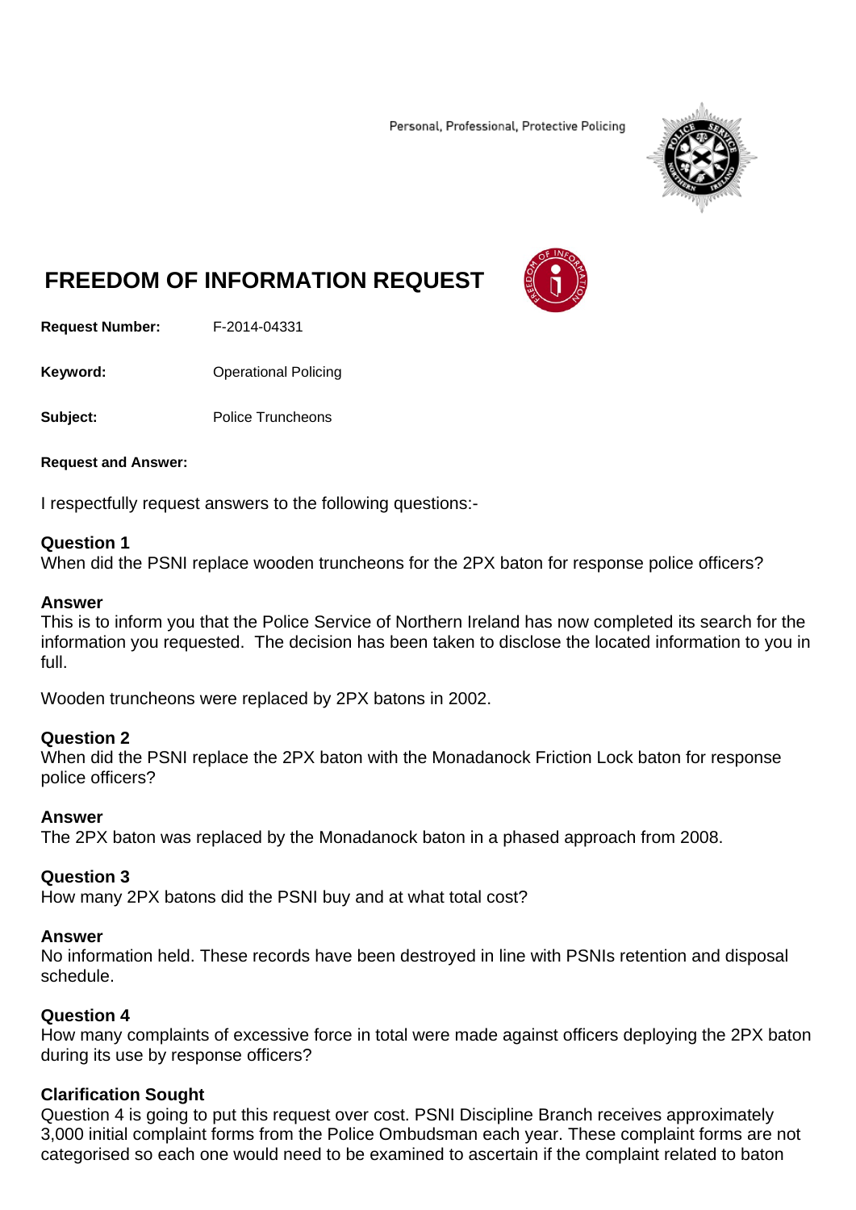Personal, Professional, Protective Policing

# FREEDOM OF INFORMATION REQUEST

**Request Number:** F-2014-04331

**Keyword:** Operational Policing

**Subject:** Police Truncheons

**Request and Answer:**

I respectfully request answers to the following questions:-

**Question 1**
When did the PSNI replace wooden truncheons for the 2PX baton for response police officers?

**Answer**
This is to inform you that the Police Service of Northern Ireland has now completed its search for the information you requested. The decision has been taken to disclose the located information to you in full.

Wooden truncheons were replaced by 2PX batons in 2002.

**Question 2**
When did the PSNI replace the 2PX baton with the Monadanock Friction Lock baton for response police officers?

**Answer**
The 2PX baton was replaced by the Monadanock baton in a phased approach from 2008.

**Question 3**
How many 2PX batons did the PSNI buy and at what total cost?

**Answer**
No information held. These records have been destroyed in line with PSNIs retention and disposal schedule.

**Question 4**
How many complaints of excessive force in total were made against officers deploying the 2PX baton during its use by response officers?

**Clarification Sought**
Question 4 is going to put this request over cost. PSNI Discipline Branch receives approximately 3,000 initial complaint forms from the Police Ombudsman each year. These complaint forms are not categorised so each one would need to be examined to ascertain if the complaint related to baton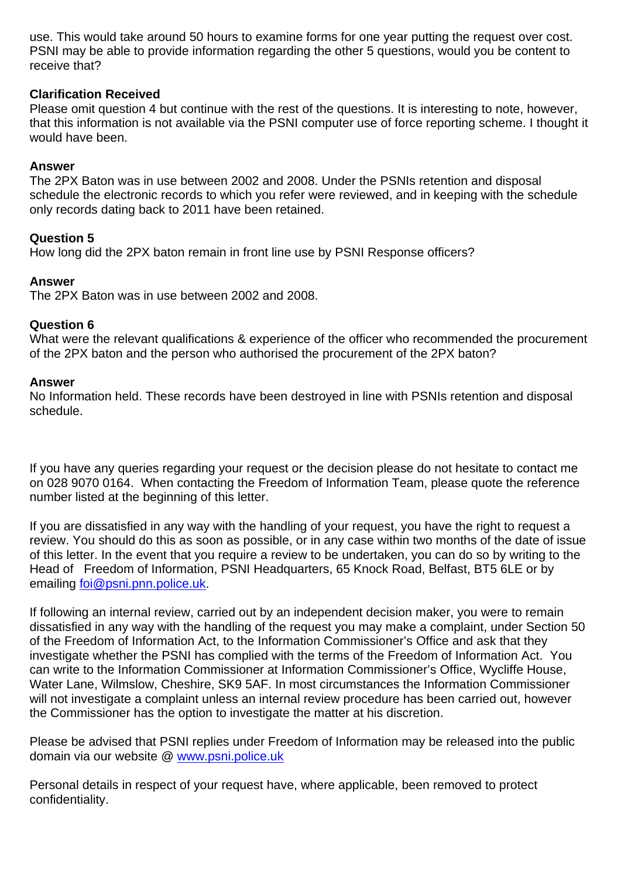use. This would take around 50 hours to examine forms for one year putting the request over cost. PSNI may be able to provide information regarding the other 5 questions, would you be content to receive that?

**Clarification Received**
Please omit question 4 but continue with the rest of the questions. It is interesting to note, however, that this information is not available via the PSNI computer use of force reporting scheme. I thought it would have been.

**Answer**
The 2PX Baton was in use between 2002 and 2008. Under the PSNIs retention and disposal schedule the electronic records to which you refer were reviewed, and in keeping with the schedule only records dating back to 2011 have been retained.

**Question 5**
How long did the 2PX baton remain in front line use by PSNI Response officers?

**Answer**
The 2PX Baton was in use between 2002 and 2008.

**Question 6**
What were the relevant qualifications & experience of the officer who recommended the procurement of the 2PX baton and the person who authorised the procurement of the 2PX baton?

**Answer**
No Information held. These records have been destroyed in line with PSNIs retention and disposal schedule.

If you have any queries regarding your request or the decision please do not hesitate to contact me on 028 9070 0164. When contacting the Freedom of Information Team, please quote the reference number listed at the beginning of this letter.

If you are dissatisfied in any way with the handling of your request, you have the right to request a review. You should do this as soon as possible, or in any case within two months of the date of issue of this letter. In the event that you require a review to be undertaken, you can do so by writing to the Head of Freedom of Information, PSNI Headquarters, 65 Knock Road, Belfast, BT5 6LE or by emailing foi@psni.pnn.police.uk.

If following an internal review, carried out by an independent decision maker, you were to remain dissatisfied in any way with the handling of the request you may make a complaint, under Section 50 of the Freedom of Information Act, to the Information Commissioner's Office and ask that they investigate whether the PSNI has complied with the terms of the Freedom of Information Act. You can write to the Information Commissioner at Information Commissioner's Office, Wycliffe House, Water Lane, Wilmslow, Cheshire, SK9 5AF. In most circumstances the Information Commissioner will not investigate a complaint unless an internal review procedure has been carried out, however the Commissioner has the option to investigate the matter at his discretion.

Please be advised that PSNI replies under Freedom of Information may be released into the public domain via our website @ www.psni.police.uk

Personal details in respect of your request have, where applicable, been removed to protect confidentiality.